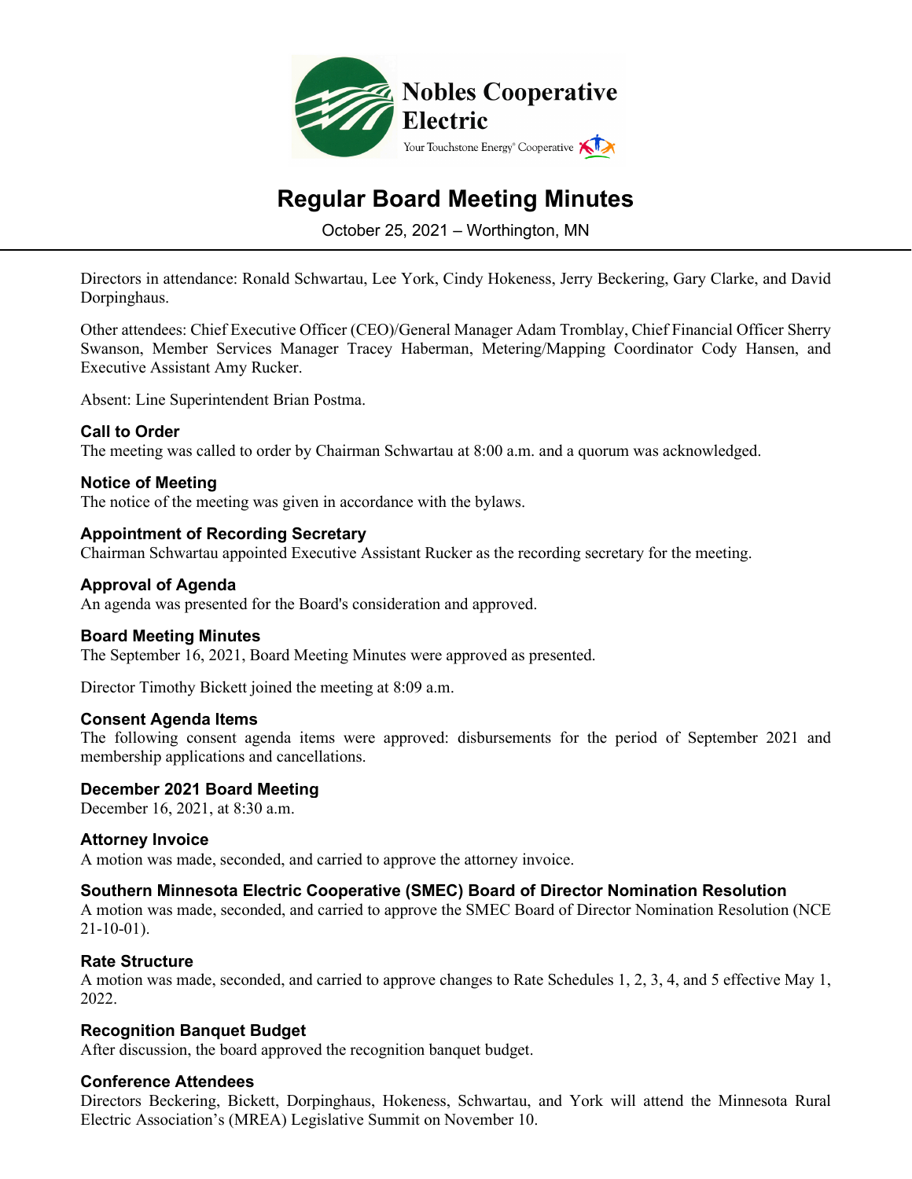Nobles Cooperative Electric

Your Touchstone Energy® Cooperative

# Regular Board Meeting Minutes

October 25, 2021 – Worthington, MN

Directors in attendance: Ronald Schwartau, Lee York, Cindy Hokeness, Jerry Beckering, Gary Clarke, and David Dorpinghaus.

Other attendees: Chief Executive Officer (CEO)/General Manager Adam Tromblay, Chief Financial Officer Sherry Swanson, Member Services Manager Tracey Haberman, Metering/Mapping Coordinator Cody Hansen, and Executive Assistant Amy Rucker.

Absent: Line Superintendent Brian Postma.

### Call to Order

The meeting was called to order by Chairman Schwartau at 8:00 a.m. and a quorum was acknowledged.

### Notice of Meeting

The notice of the meeting was given in accordance with the bylaws.

### Appointment of Recording Secretary

Chairman Schwartau appointed Executive Assistant Rucker as the recording secretary for the meeting.

### Approval of Agenda

An agenda was presented for the Board's consideration and approved.

### Board Meeting Minutes

The September 16, 2021, Board Meeting Minutes were approved as presented.

Director Timothy Bickett joined the meeting at 8:09 a.m.

### Consent Agenda Items

The following consent agenda items were approved: disbursements for the period of September 2021 and membership applications and cancellations.

### December 2021 Board Meeting

December 16, 2021, at 8:30 a.m.

### Attorney Invoice

A motion was made, seconded, and carried to approve the attorney invoice.

### Southern Minnesota Electric Cooperative (SMEC) Board of Director Nomination Resolution

A motion was made, seconded, and carried to approve the SMEC Board of Director Nomination Resolution (NCE 21-10-01).

### Rate Structure

A motion was made, seconded, and carried to approve changes to Rate Schedules 1, 2, 3, 4, and 5 effective May 1, 2022.

### Recognition Banquet Budget

After discussion, the board approved the recognition banquet budget.

### Conference Attendees

Directors Beckering, Bickett, Dorpinghaus, Hokeness, Schwartau, and York will attend the Minnesota Rural Electric Association's (MREA) Legislative Summit on November 10.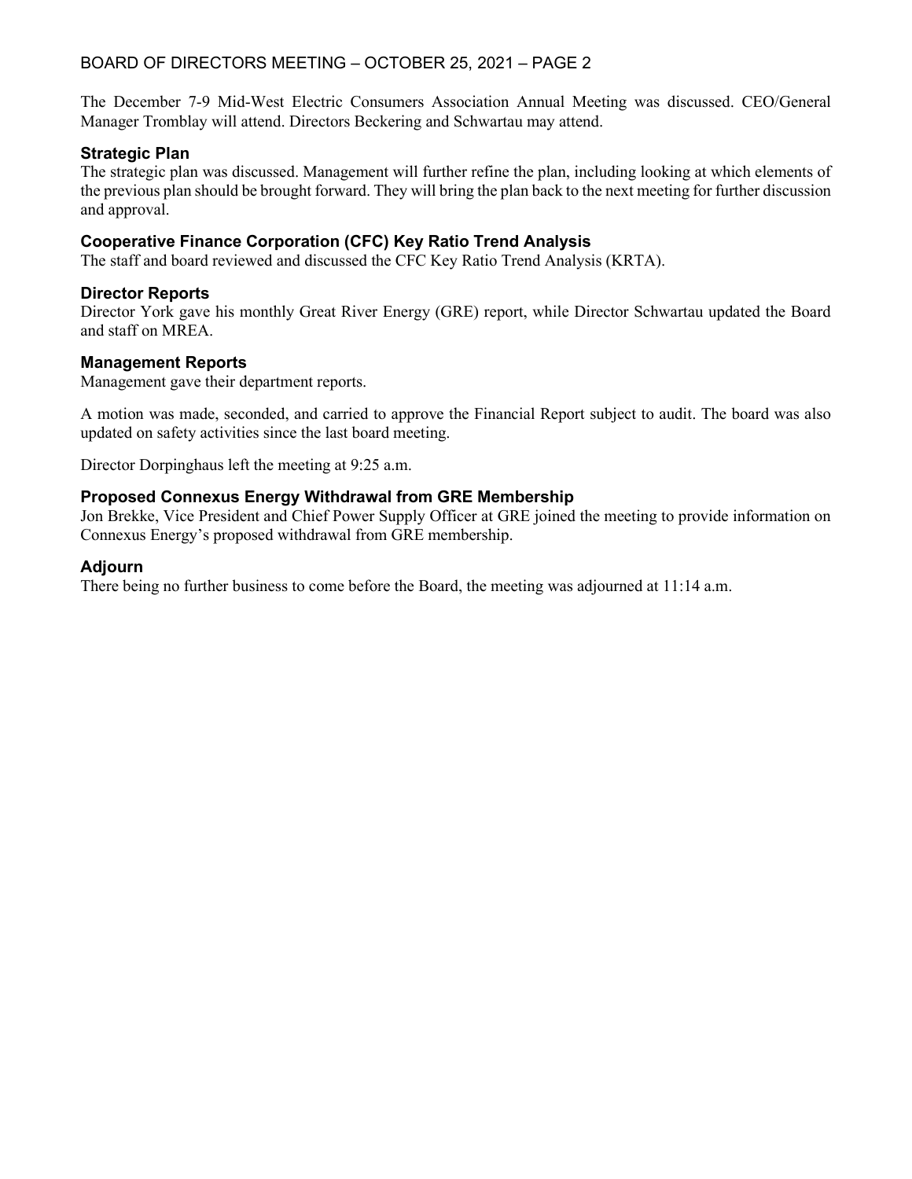The December 7-9 Mid-West Electric Consumers Association Annual Meeting was discussed. CEO/General Manager Tromblay will attend. Directors Beckering and Schwartau may attend.

### Strategic Plan

The strategic plan was discussed. Management will further refine the plan, including looking at which elements of the previous plan should be brought forward. They will bring the plan back to the next meeting for further discussion and approval.

### Cooperative Finance Corporation (CFC) Key Ratio Trend Analysis

The staff and board reviewed and discussed the CFC Key Ratio Trend Analysis (KRTA).

### Director Reports

Director York gave his monthly Great River Energy (GRE) report, while Director Schwartau updated the Board and staff on MREA.

### Management Reports

Management gave their department reports.

A motion was made, seconded, and carried to approve the Financial Report subject to audit. The board was also updated on safety activities since the last board meeting.

Director Dorpinghaus left the meeting at 9:25 a.m.

### Proposed Connexus Energy Withdrawal from GRE Membership

Jon Brekke, Vice President and Chief Power Supply Officer at GRE joined the meeting to provide information on Connexus Energy's proposed withdrawal from GRE membership.

### Adjourn

There being no further business to come before the Board, the meeting was adjourned at 11:14 a.m.